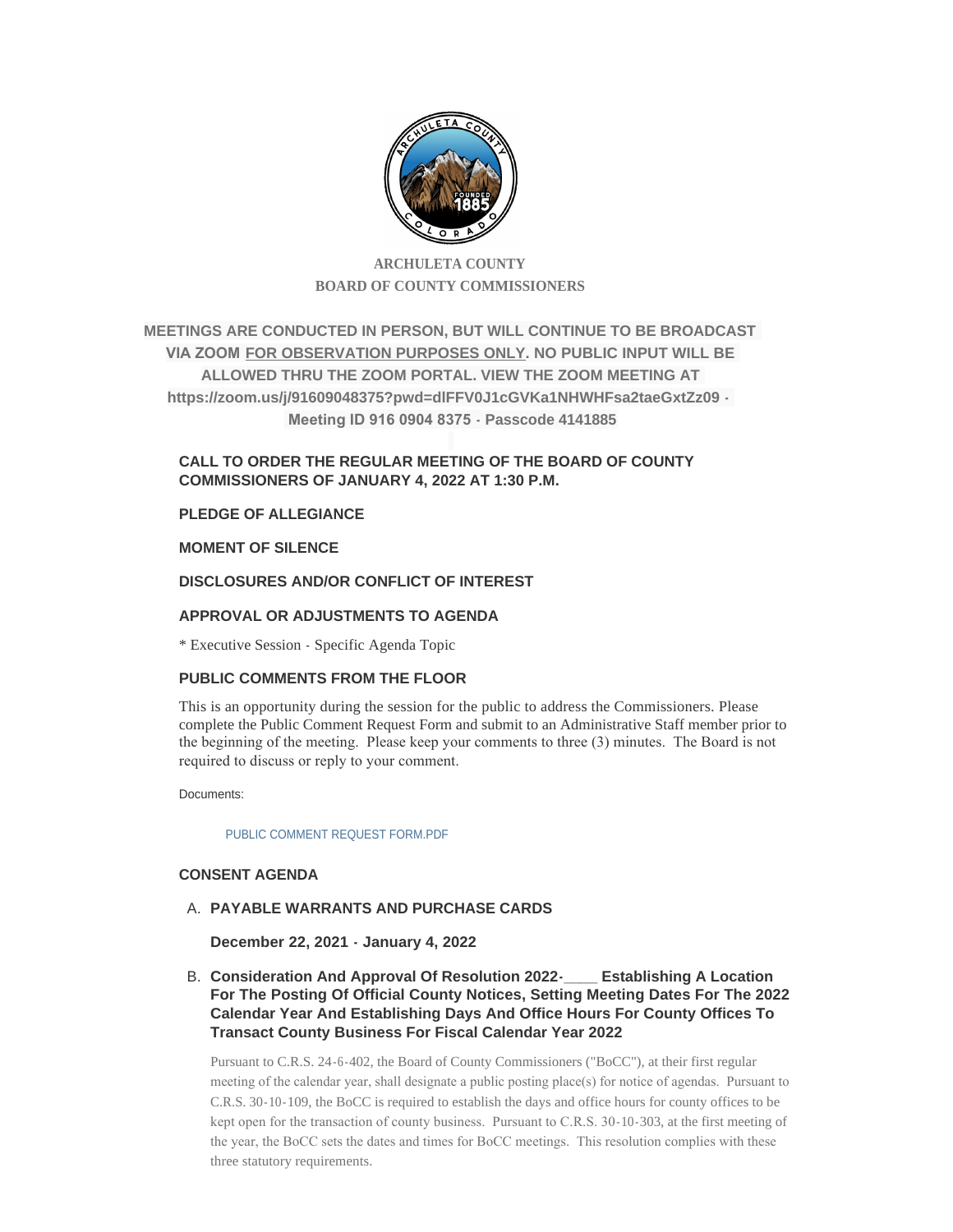ARCHULETA COUNTY
BOARD OF COUNTY COMMISSIONERS

**MEETINGS ARE CONDUCTED IN PERSON, BUT WILL CONTINUE TO BE BROADCAST VIA ZOOM FOR OBSERVATION PURPOSES ONLY. NO PUBLIC INPUT WILL BE ALLOWED THRU THE ZOOM PORTAL. VIEW THE ZOOM MEETING AT https://zoom.us/j/91609048375?pwd=dlFFV0J1cGVKa1NHWHFsa2taeGxtZz09 - Meeting ID 916 0904 8375 - Passcode 4141885**

## CALL TO ORDER THE REGULAR MEETING OF THE BOARD OF COUNTY COMMISSIONERS OF JANUARY 4, 2022 AT 1:30 P.M.

## PLEDGE OF ALLEGIANCE

## MOMENT OF SILENCE

## DISCLOSURES AND/OR CONFLICT OF INTEREST

## APPROVAL OR ADJUSTMENTS TO AGENDA

* Executive Session - Specific Agenda Topic

## PUBLIC COMMENTS FROM THE FLOOR

This is an opportunity during the session for the public to address the Commissioners. Please complete the Public Comment Request Form and submit to an Administrative Staff member prior to the beginning of the meeting. Please keep your comments to three (3) minutes. The Board is not required to discuss or reply to your comment.

Documents:

PUBLIC COMMENT REQUEST FORM.PDF

## CONSENT AGENDA

A. **PAYABLE WARRANTS AND PURCHASE CARDS**

**December 22, 2021 - January 4, 2022**

B. **Consideration And Approval Of Resolution 2022-____ Establishing A Location For The Posting Of Official County Notices, Setting Meeting Dates For The 2022 Calendar Year And Establishing Days And Office Hours For County Offices To Transact County Business For Fiscal Calendar Year 2022**

Pursuant to C.R.S. 24-6-402, the Board of County Commissioners ("BoCC"), at their first regular meeting of the calendar year, shall designate a public posting place(s) for notice of agendas. Pursuant to C.R.S. 30-10-109, the BoCC is required to establish the days and office hours for county offices to be kept open for the transaction of county business. Pursuant to C.R.S. 30-10-303, at the first meeting of the year, the BoCC sets the dates and times for BoCC meetings. This resolution complies with these three statutory requirements.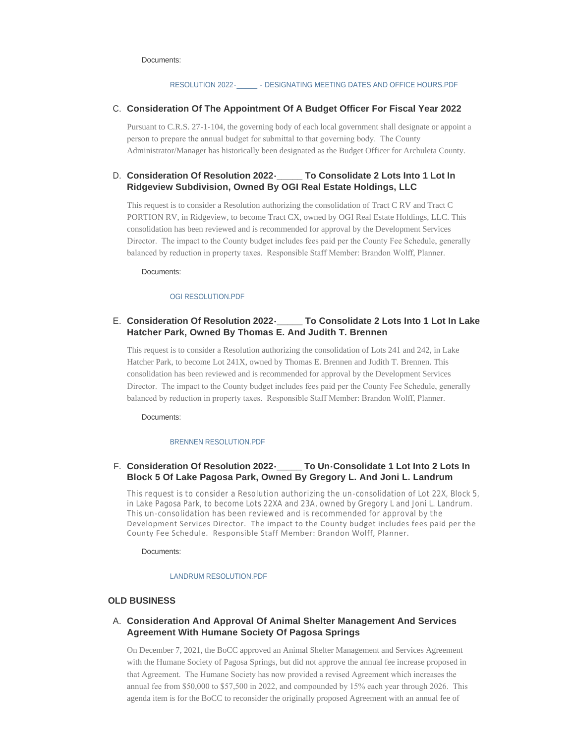Documents:

RESOLUTION 2022-_____ - DESIGNATING MEETING DATES AND OFFICE HOURS.PDF

C. **Consideration Of The Appointment Of A Budget Officer For Fiscal Year 2022**

Pursuant to C.R.S. 27-1-104, the governing body of each local government shall designate or appoint a person to prepare the annual budget for submittal to that governing body. The County Administrator/Manager has historically been designated as the Budget Officer for Archuleta County.

D. **Consideration Of Resolution 2022-_____ To Consolidate 2 Lots Into 1 Lot In Ridgeview Subdivision, Owned By OGI Real Estate Holdings, LLC**

This request is to consider a Resolution authorizing the consolidation of Tract C RV and Tract C PORTION RV, in Ridgeview, to become Tract CX, owned by OGI Real Estate Holdings, LLC. This consolidation has been reviewed and is recommended for approval by the Development Services Director. The impact to the County budget includes fees paid per the County Fee Schedule, generally balanced by reduction in property taxes. Responsible Staff Member: Brandon Wolff, Planner.

Documents:

OGI RESOLUTION.PDF

E. **Consideration Of Resolution 2022-_____ To Consolidate 2 Lots Into 1 Lot In Lake Hatcher Park, Owned By Thomas E. And Judith T. Brennen**

This request is to consider a Resolution authorizing the consolidation of Lots 241 and 242, in Lake Hatcher Park, to become Lot 241X, owned by Thomas E. Brennen and Judith T. Brennen. This consolidation has been reviewed and is recommended for approval by the Development Services Director. The impact to the County budget includes fees paid per the County Fee Schedule, generally balanced by reduction in property taxes. Responsible Staff Member: Brandon Wolff, Planner.

Documents:

BRENNEN RESOLUTION.PDF

F. **Consideration Of Resolution 2022-_____ To Un-Consolidate 1 Lot Into 2 Lots In Block 5 Of Lake Pagosa Park, Owned By Gregory L. And Joni L. Landrum**

This request is to consider a Resolution authorizing the un-consolidation of Lot 22X, Block 5, in Lake Pagosa Park, to become Lots 22XA and 23A, owned by Gregory L and Joni L. Landrum. This un-consolidation has been reviewed and is recommended for approval by the Development Services Director. The impact to the County budget includes fees paid per the County Fee Schedule. Responsible Staff Member: Brandon Wolff, Planner.

Documents:

LANDRUM RESOLUTION.PDF

## OLD BUSINESS

A. **Consideration And Approval Of Animal Shelter Management And Services Agreement With Humane Society Of Pagosa Springs**

On December 7, 2021, the BoCC approved an Animal Shelter Management and Services Agreement with the Humane Society of Pagosa Springs, but did not approve the annual fee increase proposed in that Agreement. The Humane Society has now provided a revised Agreement which increases the annual fee from $50,000 to $57,500 in 2022, and compounded by 15% each year through 2026. This agenda item is for the BoCC to reconsider the originally proposed Agreement with an annual fee of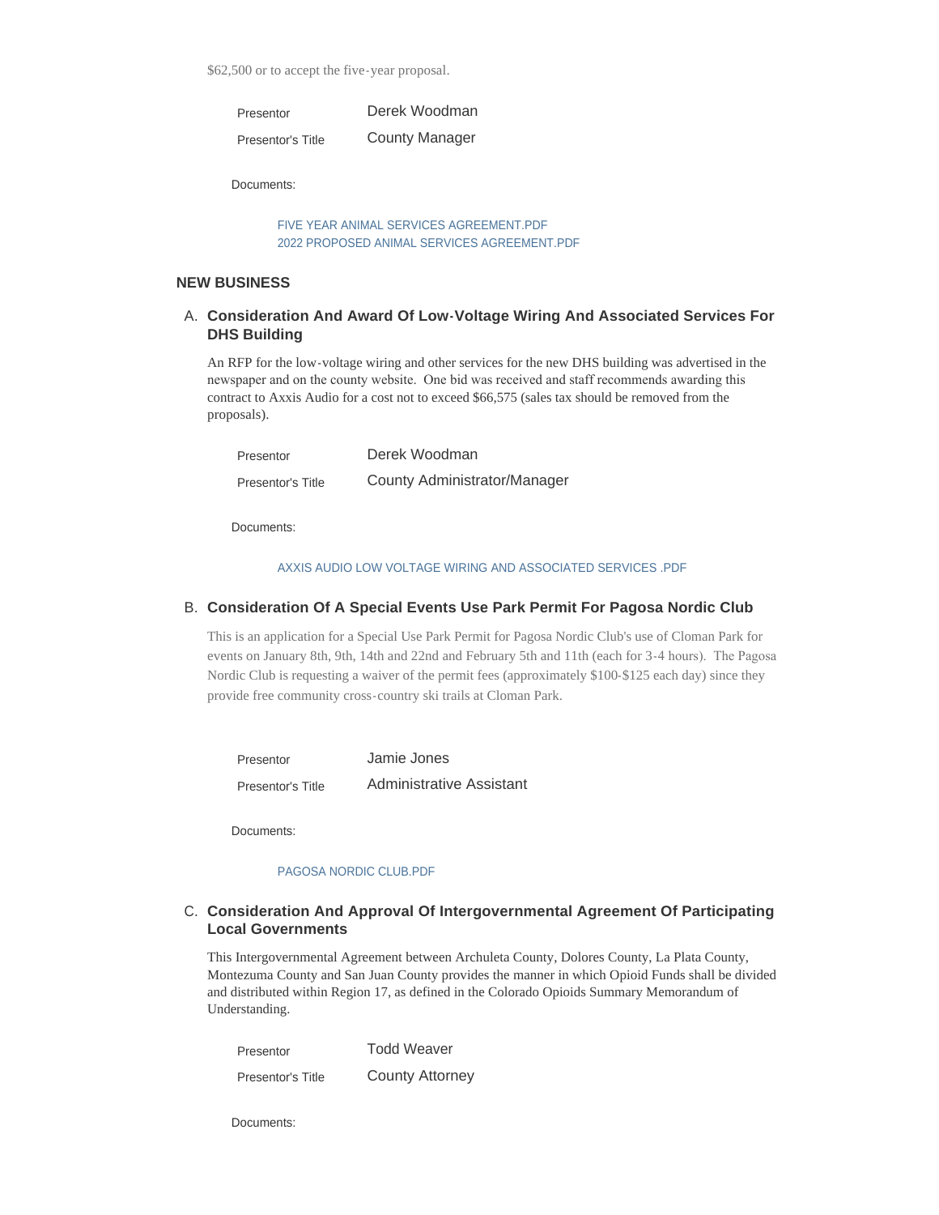$62,500 or to accept the five-year proposal.

| Presentor | Derek Woodman |
| --- | --- |
| Presentor's Title | County Manager |

Documents:

FIVE YEAR ANIMAL SERVICES AGREEMENT.PDF
2022 PROPOSED ANIMAL SERVICES AGREEMENT.PDF

## NEW BUSINESS

### A. Consideration And Award Of Low-Voltage Wiring And Associated Services For DHS Building

An RFP for the low-voltage wiring and other services for the new DHS building was advertised in the newspaper and on the county website. One bid was received and staff recommends awarding this contract to Axxis Audio for a cost not to exceed $66,575 (sales tax should be removed from the proposals).

| Presentor | Derek Woodman |
| --- | --- |
| Presentor's Title | County Administrator/Manager |

Documents:

AXXIS AUDIO LOW VOLTAGE WIRING AND ASSOCIATED SERVICES .PDF

### B. Consideration Of A Special Events Use Park Permit For Pagosa Nordic Club

This is an application for a Special Use Park Permit for Pagosa Nordic Club's use of Cloman Park for events on January 8th, 9th, 14th and 22nd and February 5th and 11th (each for 3-4 hours). The Pagosa Nordic Club is requesting a waiver of the permit fees (approximately $100-$125 each day) since they provide free community cross-country ski trails at Cloman Park.

| Presentor | Jamie Jones |
| --- | --- |
| Presentor's Title | Administrative Assistant |

Documents:

PAGOSA NORDIC CLUB.PDF

### C. Consideration And Approval Of Intergovernmental Agreement Of Participating Local Governments

This Intergovernmental Agreement between Archuleta County, Dolores County, La Plata County, Montezuma County and San Juan County provides the manner in which Opioid Funds shall be divided and distributed within Region 17, as defined in the Colorado Opioids Summary Memorandum of Understanding.

| Presentor | Todd Weaver |
| --- | --- |
| Presentor's Title | County Attorney |

Documents: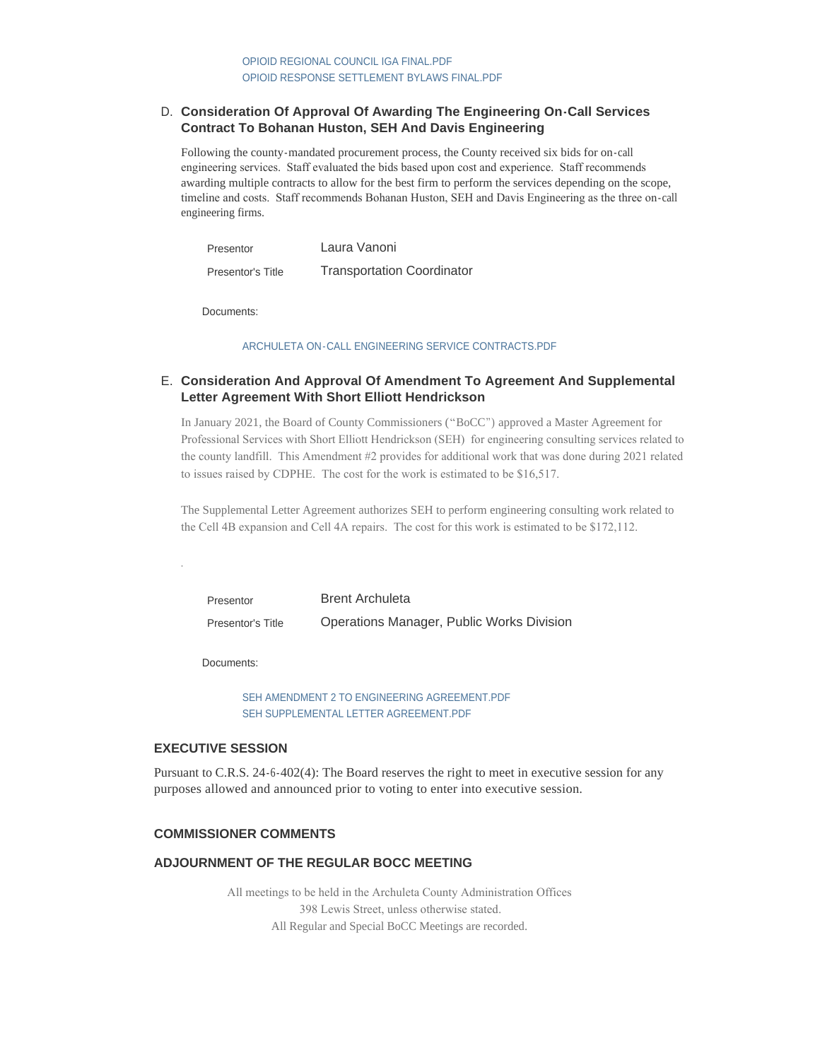OPIOID REGIONAL COUNCIL IGA FINAL.PDF
OPIOID RESPONSE SETTLEMENT BYLAWS FINAL.PDF

### D. Consideration Of Approval Of Awarding The Engineering On-Call Services Contract To Bohanan Huston, SEH And Davis Engineering

Following the county-mandated procurement process, the County received six bids for on-call engineering services. Staff evaluated the bids based upon cost and experience. Staff recommends awarding multiple contracts to allow for the best firm to perform the services depending on the scope, timeline and costs. Staff recommends Bohanan Huston, SEH and Davis Engineering as the three on-call engineering firms.

| | |
|---|---|
| Presentor | Laura Vanoni |
| Presentor's Title | Transportation Coordinator |

Documents:

ARCHULETA ON-CALL ENGINEERING SERVICE CONTRACTS.PDF

### E. Consideration And Approval Of Amendment To Agreement And Supplemental Letter Agreement With Short Elliott Hendrickson

In January 2021, the Board of County Commissioners ("BoCC") approved a Master Agreement for Professional Services with Short Elliott Hendrickson (SEH) for engineering consulting services related to the county landfill. This Amendment #2 provides for additional work that was done during 2021 related to issues raised by CDPHE. The cost for the work is estimated to be $16,517.

The Supplemental Letter Agreement authorizes SEH to perform engineering consulting work related to the Cell 4B expansion and Cell 4A repairs. The cost for this work is estimated to be $172,112.

| | |
|---|---|
| Presentor | Brent Archuleta |
| Presentor's Title | Operations Manager, Public Works Division |

Documents:

SEH AMENDMENT 2 TO ENGINEERING AGREEMENT.PDF
SEH SUPPLEMENTAL LETTER AGREEMENT.PDF

## EXECUTIVE SESSION

Pursuant to C.R.S. 24-6-402(4): The Board reserves the right to meet in executive session for any purposes allowed and announced prior to voting to enter into executive session.

## COMMISSIONER COMMENTS

## ADJOURNMENT OF THE REGULAR BOCC MEETING

All meetings to be held in the Archuleta County Administration Offices
398 Lewis Street, unless otherwise stated.
All Regular and Special BoCC Meetings are recorded.